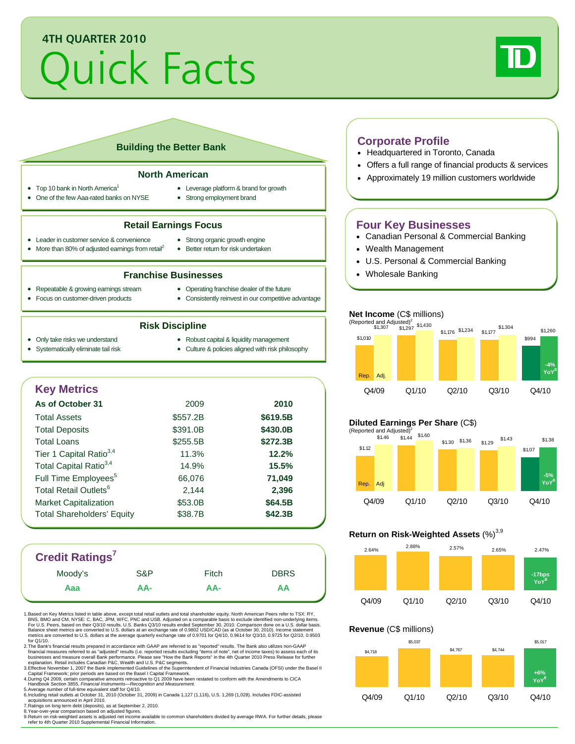## 4TH QUARTER 2010

# Quick Facts

## Building the Better Bank

### North American

- Top 10 bank in North America[1]
- One of the few Aaa-rated banks on NYSE
- Leverage platform & brand for growth
- Strong employment brand

### Retail Earnings Focus

- Leader in customer service & convenience
- More than 80% of adjusted earnings from retail[2]
- Strong organic growth engine
- Better return for risk undertaken

### Franchise Businesses

- Repeatable & growing earnings stream
- Focus on customer-driven products
- Operating franchise dealer of the future
- Consistently reinvest in our competitive advantage

### Risk Discipline

- Only take risks we understand
- Systematically eliminate tail risk
- Robust capital & liquidity management
- Culture & policies aligned with risk philosophy

## Corporate Profile

- Headquartered in Toronto, Canada
- Offers a full range of financial products & services
- Approximately 19 million customers worldwide

## Four Key Businesses

- Canadian Personal & Commercial Banking
- Wealth Management
- U.S. Personal & Commercial Banking
- Wholesale Banking

## Key Metrics

| As of October 31 | 2009 | 2010 |
|---|---|---|
| Total Assets | $557.2B | **$619.5B** |
| Total Deposits | $391.0B | **$430.0B** |
| Total Loans | $255.5B | **$272.3B** |
| Tier 1 Capital Ratio[3,4] | 11.3% | **12.2%** |
| Total Capital Ratio[3,4] | 14.9% | **15.5%** |
| Full Time Employees[5] | 66,076 | **71,049** |
| Total Retail Outlets[6] | 2,144 | **2,396** |
| Market Capitalization | $53.0B | **$64.5B** |
| Total Shareholders' Equity | $38.7B | **$42.3B** |

## Credit Ratings[7]

| Moody's | S&P | Fitch | DBRS |
|---|---|---|---|
| Aaa | AA- | AA- | AA |

### Net Income (C$ millions)

(Reported and Adjusted)[2]

| | Q4/09 | Q1/10 | Q2/10 | Q3/10 | Q4/10 |
|---|---|---|---|---|---|
| Rep. | $1,010 | $1,297 | $1,176 | $1,177 | $994 |
| Adj. | $1,307 | $1,430 | $1,234 | $1,304 | $1,260 |

Q4/10: -4% YoY[8]

### Diluted Earnings Per Share (C$)

(Reported and Adjusted)[2]

| | Q4/09 | Q1/10 | Q2/10 | Q3/10 | Q4/10 |
|---|---|---|---|---|---|
| Rep. | $1.12 | $1.44 | $1.30 | $1.29 | $1.07 |
| Adj | $1.46 | $1.60 | $1.36 | $1.43 | $1.38 |

Q4/10: -5% YoY[8]

### Return on Risk-Weighted Assets (%)[3,9]

| Q4/09 | Q1/10 | Q2/10 | Q3/10 | Q4/10 |
|---|---|---|---|---|
| 2.64% | 2.88% | 2.57% | 2.65% | 2.47% |

Q4/10: -17bps YoY[8]

### Revenue (C$ millions)

| Q4/09 | Q1/10 | Q2/10 | Q3/10 | Q4/10 |
|---|---|---|---|---|
| $4,718 | $5,037 | $4,767 | $4,744 | $5,017 |

Q4/10: +6% YoY[8]

1. Based on Key Metrics listed in table above, except total retail outlets and total shareholder equity. North American Peers refer to TSX: RY, BNS, BMO and CM, NYSE: C, BAC, JPM, WFC, PNC and USB. Adjusted on a comparable basis to exclude identified non-underlying items. For U.S. Peers, based on their Q3/10 results. U.S. Banks Q3/10 results ended September 30, 2010. Comparison done on a U.S. dollar basis. Balance sheet metrics are converted to U.S. dollars at an exchange rate of 0.9802 USD/CAD (as at October 30, 2010). Income statement metrics are converted to U.S. dollars at the average quarterly exchange rate of 0.9701 for Q4/10, 0.9614 for Q3/10, 0.9725 for Q2/10, 0.9503 for Q1/10.
2. The Bank's financial results prepared in accordance with GAAP are referred to as "reported" results. The Bank also utilizes non-GAAP financial measures referred to as "adjusted" results (i.e. reported results excluding "items of note", net of income taxes) to assess each of its businesses and measure overall Bank performance. Please see "How the Bank Reports" in the 4th Quarter 2010 Press Release for further explanation. Retail includes Canadian P&C, Wealth and U.S. P&C segments.
3. Effective November 1, 2007 the Bank implemented Guidelines of the Superintendent of Financial Industries Canada (OFSI) under the Basel II Capital Framework; prior periods are based on the Basel I Capital Framework.
4. During Q4 2009, certain comparative amounts retroactive to Q1 2009 have been restated to conform with the Amendments to CICA Handbook Section 3855, *Financial Instruments—Recognition and Measurement*.
5. Average number of full-time equivalent staff for Q4/10.
6. Including retail outlets at October 31, 2010 (October 31, 2009) in Canada 1,127 (1,116), U.S. 1,269 (1,028). Includes FDIC-assisted acquisitions announced in April 2010.
7. Ratings on long term debt (deposits), as at September 2, 2010.
8. Year-over-year comparison based on adjusted figures.
9. Return on risk-weighted assets is adjusted net income available to common shareholders divided by average RWA. For further details, please refer to 4th Quarter 2010 Supplemental Financial Information.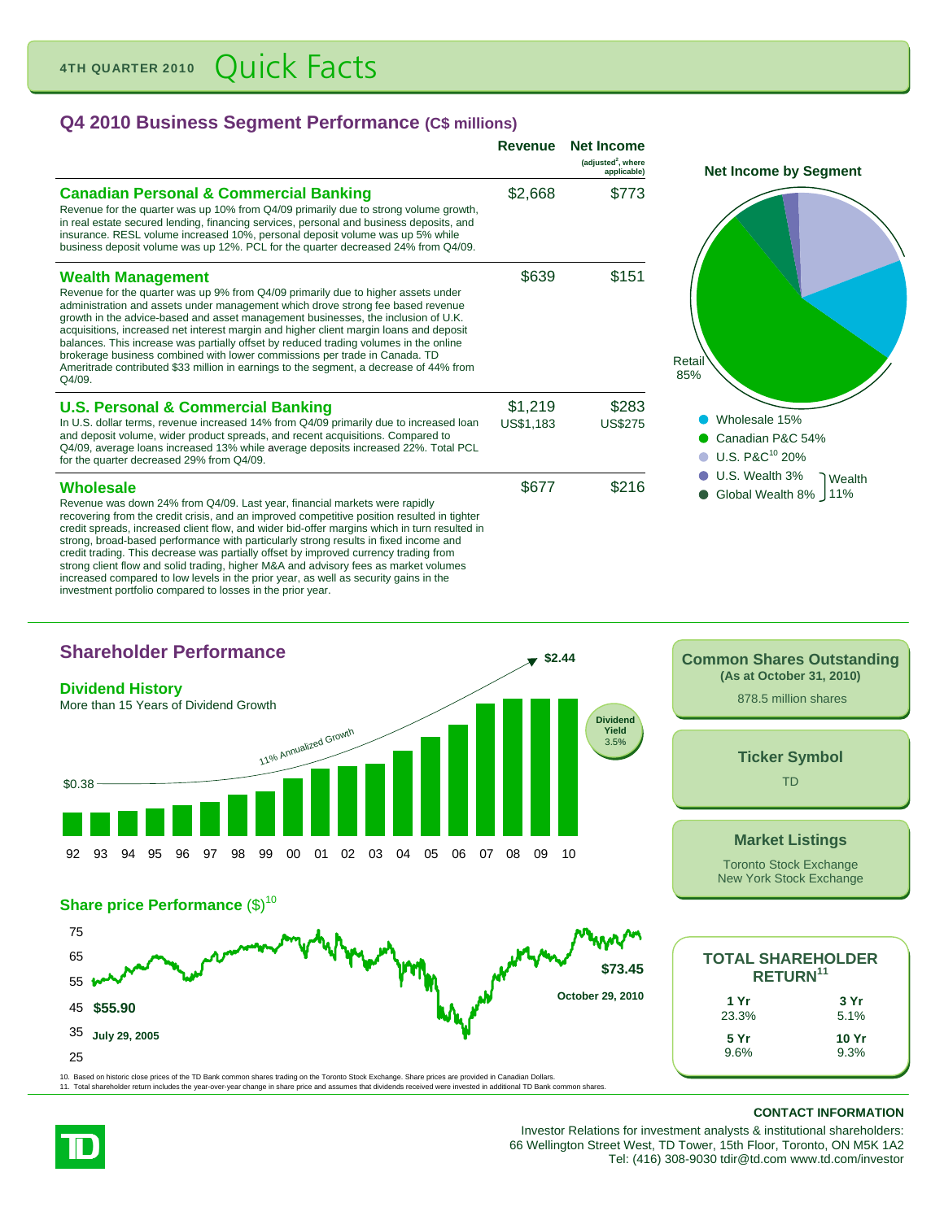# 4TH QUARTER 2010 Quick Facts

## Q4 2010 Business Segment Performance (C$ millions)

| | Revenue | Net Income (adjusted[2], where applicable) |
|---|---|---|
| **Canadian Personal & Commercial Banking** | $2,668 | $773 |
| **Wealth Management** | $639 | $151 |
| **U.S. Personal & Commercial Banking** | $1,219 US$1,183 | $283 US$275 |
| **Wholesale** | $677 | $216 |

### Canadian Personal & Commercial Banking

Revenue for the quarter was up 10% from Q4/09 primarily due to strong volume growth, in real estate secured lending, financing services, personal and business deposits, and insurance. RESL volume increased 10%, personal deposit volume was up 5% while business deposit volume was up 12%. PCL for the quarter decreased 24% from Q4/09.

### Wealth Management

Revenue for the quarter was up 9% from Q4/09 primarily due to higher assets under administration and assets under management which drove strong fee based revenue growth in the advice-based and asset management businesses, the inclusion of U.K. acquisitions, increased net interest margin and higher client margin loans and deposit balances. This increase was partially offset by reduced trading volumes in the online brokerage business combined with lower commissions per trade in Canada. TD Ameritrade contributed $33 million in earnings to the segment, a decrease of 44% from Q4/09.

### U.S. Personal & Commercial Banking

In U.S. dollar terms, revenue increased 14% from Q4/09 primarily due to increased loan and deposit volume, wider product spreads, and recent acquisitions. Compared to Q4/09, average loans increased 13% while average deposits increased 22%. Total PCL for the quarter decreased 29% from Q4/09.

### Wholesale

Revenue was down 24% from Q4/09. Last year, financial markets were rapidly recovering from the credit crisis, and an improved competitive position resulted in tighter credit spreads, increased client flow, and wider bid-offer margins which in turn resulted in strong, broad-based performance with particularly strong results in fixed income and credit trading. This decrease was partially offset by improved currency trading from strong client flow and solid trading, higher M&A and advisory fees as market volumes increased compared to low levels in the prior year, as well as security gains in the investment portfolio compared to losses in the prior year.

**Net Income by Segment**

Retail 85%

- Wholesale 15%
- Canadian P&C 54%
- U.S. P&C[10] 20%
- U.S. Wealth 3%
- Global Wealth 8%

Wealth 11%

## Shareholder Performance

### Dividend History

More than 15 Years of Dividend Growth

$0.38

11% Annualized Growth

$2.44

Dividend Yield 3.5%

92 93 94 95 96 97 98 99 00 01 02 03 04 05 06 07 08 09 10

### Share price Performance ($)[10]

75 65 55 45 35 25

$55.90
July 29, 2005

$73.45
October 29, 2010

**Common Shares Outstanding**
(As at October 31, 2010)
878.5 million shares

**Ticker Symbol**
TD

**Market Listings**
Toronto Stock Exchange
New York Stock Exchange

**TOTAL SHAREHOLDER RETURN[11]**

| 1 Yr | 3 Yr |
|---|---|
| 23.3% | 5.1% |
| **5 Yr** | **10 Yr** |
| 9.6% | 9.3% |

10. Based on historic close prices of the TD Bank common shares trading on the Toronto Stock Exchange. Share prices are provided in Canadian Dollars.
11. Total shareholder return includes the year-over-year change in share price and assumes that dividends received were invested in additional TD Bank common shares.

**CONTACT INFORMATION**

Investor Relations for investment analysts & institutional shareholders:
66 Wellington Street West, TD Tower, 15th Floor, Toronto, ON M5K 1A2
Tel: (416) 308-9030 tdir@td.com www.td.com/investor